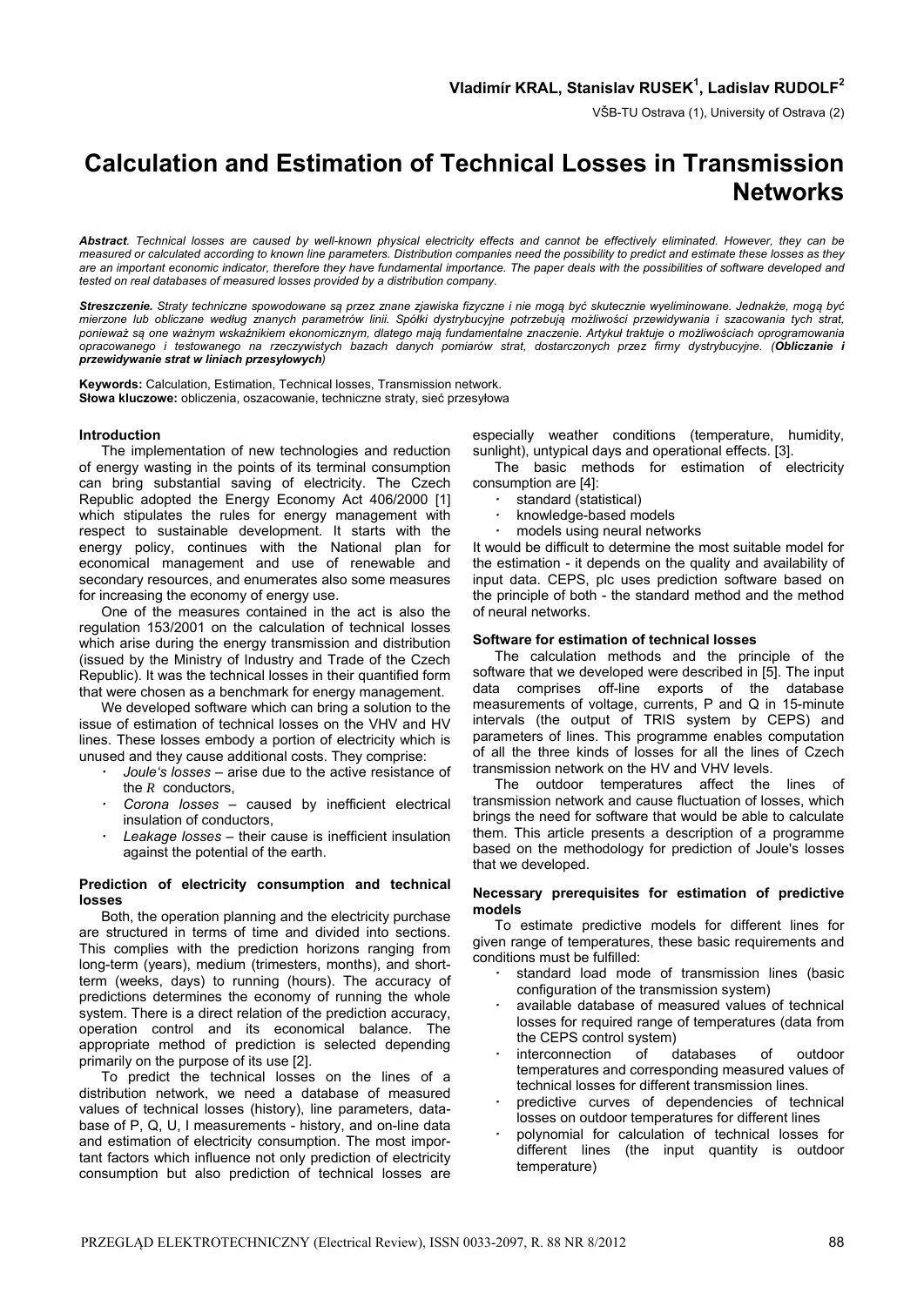**Vladimír KRAL, Stanislav RUSEK[1], Ladislav RUDOLF[2]**

VŠB-TU Ostrava (1), University of Ostrava (2)

# Calculation and Estimation of Technical Losses in Transmission Networks

***Abstract**. Technical losses are caused by well-known physical electricity effects and cannot be effectively eliminated. However, they can be measured or calculated according to known line parameters. Distribution companies need the possibility to predict and estimate these losses as they are an important economic indicator, therefore they have fundamental importance. The paper deals with the possibilities of software developed and tested on real databases of measured losses provided by a distribution company.*

***Streszczenie.** Straty techniczne spowodowane są przez znane zjawiska fizyczne i nie mogą być skutecznie wyeliminowane. Jednakże, mogą być mierzone lub obliczane według znanych parametrów linii. Spółki dystrybucyjne potrzebują możliwości przewidywania i szacowania tych strat, ponieważ są one ważnym wskaźnikiem ekonomicznym, dlatego mają fundamentalne znaczenie. Artykuł traktuje o możliwościach oprogramowania opracowanego i testowanego na rzeczywistych bazach danych pomiarów strat, dostarczonych przez firmy dystrybucyjne. (**Obliczanie i przewidywanie strat w liniach przesyłowych**)*

**Keywords:** Calculation, Estimation, Technical losses, Transmission network.
**Słowa kluczowe:** obliczenia, oszacowanie, techniczne straty, sieć przesyłowa

## Introduction

The implementation of new technologies and reduction of energy wasting in the points of its terminal consumption can bring substantial saving of electricity. The Czech Republic adopted the Energy Economy Act 406/2000 [1] which stipulates the rules for energy management with respect to sustainable development. It starts with the energy policy, continues with the National plan for economical management and use of renewable and secondary resources, and enumerates also some measures for increasing the economy of energy use.

One of the measures contained in the act is also the regulation 153/2001 on the calculation of technical losses which arise during the energy transmission and distribution (issued by the Ministry of Industry and Trade of the Czech Republic). It was the technical losses in their quantified form that were chosen as a benchmark for energy management.

We developed software which can bring a solution to the issue of estimation of technical losses on the VHV and HV lines. These losses embody a portion of electricity which is unused and they cause additional costs. They comprise:

- *Joule's losses* – arise due to the active resistance of the $R$ conductors,
- *Corona losses* – caused by inefficient electrical insulation of conductors,
- *Leakage losses* – their cause is inefficient insulation against the potential of the earth.

## Prediction of electricity consumption and technical losses

Both, the operation planning and the electricity purchase are structured in terms of time and divided into sections. This complies with the prediction horizons ranging from long-term (years), medium (trimesters, months), and short-term (weeks, days) to running (hours). The accuracy of predictions determines the economy of running the whole system. There is a direct relation of the prediction accuracy, operation control and its economical balance. The appropriate method of prediction is selected depending primarily on the purpose of its use [2].

To predict the technical losses on the lines of a distribution network, we need a database of measured values of technical losses (history), line parameters, database of P, Q, U, I measurements - history, and on-line data and estimation of electricity consumption. The most important factors which influence not only prediction of electricity consumption but also prediction of technical losses are especially weather conditions (temperature, humidity, sunlight), untypical days and operational effects. [3].

The basic methods for estimation of electricity consumption are [4]:

- standard (statistical)
- knowledge-based models
- models using neural networks

It would be difficult to determine the most suitable model for the estimation - it depends on the quality and availability of input data. CEPS, plc uses prediction software based on the principle of both - the standard method and the method of neural networks.

## Software for estimation of technical losses

The calculation methods and the principle of the software that we developed were described in [5]. The input data comprises off-line exports of the database measurements of voltage, currents, P and Q in 15-minute intervals (the output of TRIS system by CEPS) and parameters of lines. This programme enables computation of all the three kinds of losses for all the lines of Czech transmission network on the HV and VHV levels.

The outdoor temperatures affect the lines of transmission network and cause fluctuation of losses, which brings the need for software that would be able to calculate them. This article presents a description of a programme based on the methodology for prediction of Joule's losses that we developed.

## Necessary prerequisites for estimation of predictive models

To estimate predictive models for different lines for given range of temperatures, these basic requirements and conditions must be fulfilled:

- standard load mode of transmission lines (basic configuration of the transmission system)
- available database of measured values of technical losses for required range of temperatures (data from the CEPS control system)
- interconnection of databases of outdoor temperatures and corresponding measured values of technical losses for different transmission lines.
- predictive curves of dependencies of technical losses on outdoor temperatures for different lines
- polynomial for calculation of technical losses for different lines (the input quantity is outdoor temperature)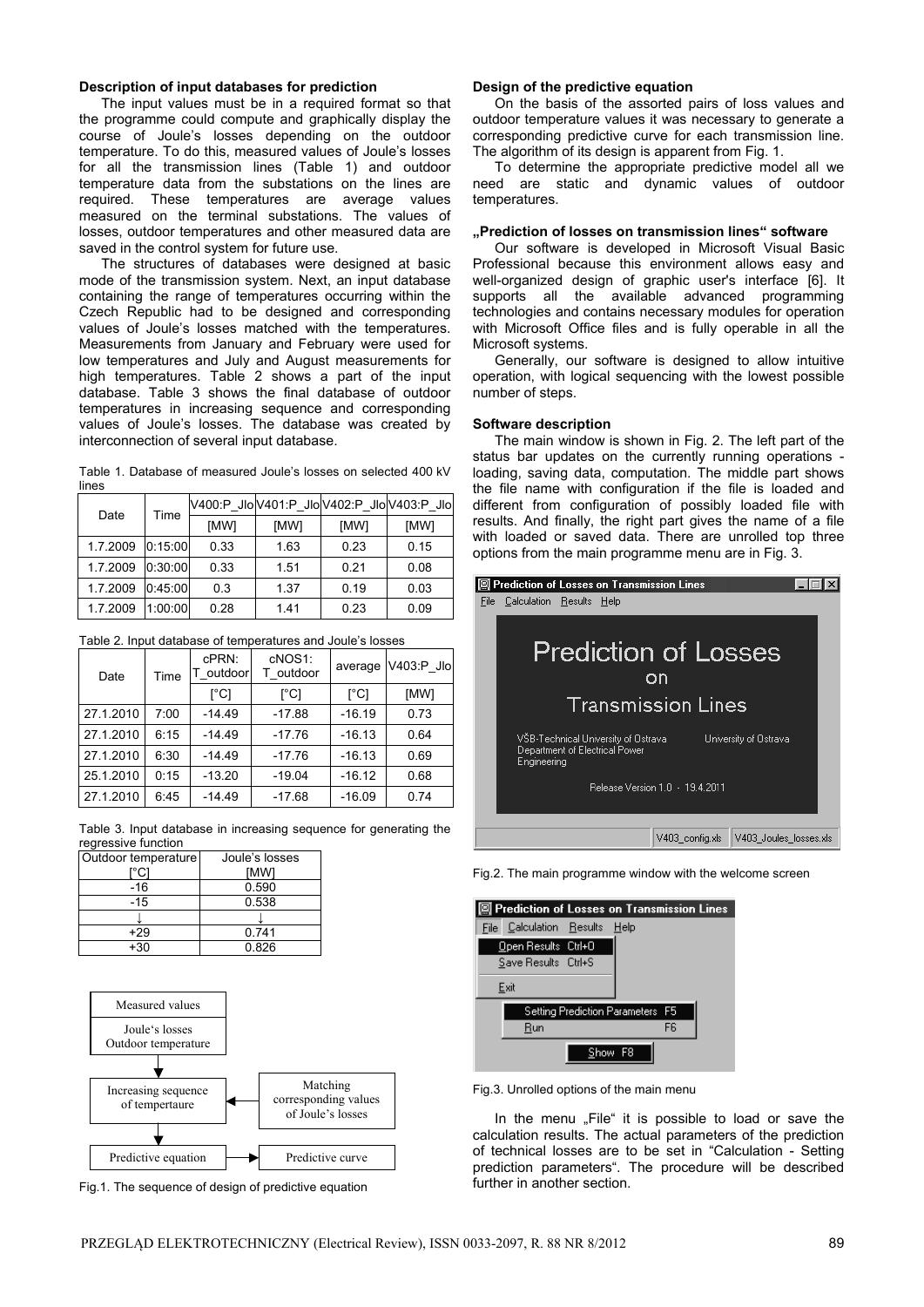### Description of input databases for prediction

The input values must be in a required format so that the programme could compute and graphically display the course of Joule's losses depending on the outdoor temperature. To do this, measured values of Joule's losses for all the transmission lines (Table 1) and outdoor temperature data from the substations on the lines are required. These temperatures are average values measured on the terminal substations. The values of losses, outdoor temperatures and other measured data are saved in the control system for future use.

The structures of databases were designed at basic mode of the transmission system. Next, an input database containing the range of temperatures occurring within the Czech Republic had to be designed and corresponding values of Joule's losses matched with the temperatures. Measurements from January and February were used for low temperatures and July and August measurements for high temperatures. Table 2 shows a part of the input database. Table 3 shows the final database of outdoor temperatures in increasing sequence and corresponding values of Joule's losses. The database was created by interconnection of several input database.

Table 1. Database of measured Joule's losses on selected 400 kV lines

| Date | Time | V400:P_Jlo | V401:P_Jlo | V402:P_Jlo | V403:P_Jlo |
|---|---|---|---|---|---|
| | | [MW] | [MW] | [MW] | [MW] |
| 1.7.2009 | 0:15:00 | 0.33 | 1.63 | 0.23 | 0.15 |
| 1.7.2009 | 0:30:00 | 0.33 | 1.51 | 0.21 | 0.08 |
| 1.7.2009 | 0:45:00 | 0.3 | 1.37 | 0.19 | 0.03 |
| 1.7.2009 | 1:00:00 | 0.28 | 1.41 | 0.23 | 0.09 |

Table 2. Input database of temperatures and Joule's losses

| Date | Time | cPRN: T_outdoor | cNOS1: T_outdoor | average | V403:P_Jlo |
|---|---|---|---|---|---|
| | | [°C] | [°C] | [°C] | [MW] |
| 27.1.2010 | 7:00 | -14.49 | -17.88 | -16.19 | 0.73 |
| 27.1.2010 | 6:15 | -14.49 | -17.76 | -16.13 | 0.64 |
| 27.1.2010 | 6:30 | -14.49 | -17.76 | -16.13 | 0.69 |
| 25.1.2010 | 0:15 | -13.20 | -19.04 | -16.12 | 0.68 |
| 27.1.2010 | 6:45 | -14.49 | -17.68 | -16.09 | 0.74 |

Table 3. Input database in increasing sequence for generating the regressive function

| Outdoor temperature [°C] | Joule's losses [MW] |
|---|---|
| -16 | 0.590 |
| -15 | 0.538 |
| ↓ | ↓ |
| +29 | 0.741 |
| +30 | 0.826 |

Measured values: Joule's losses, Outdoor temperature → Increasing sequence of tempertaure ← Matching corresponding values of Joule's losses → Predictive equation → Predictive curve

Fig.1. The sequence of design of predictive equation

### Design of the predictive equation

On the basis of the assorted pairs of loss values and outdoor temperature values it was necessary to generate a corresponding predictive curve for each transmission line. The algorithm of its design is apparent from Fig. 1.

To determine the appropriate predictive model all we need are static and dynamic values of outdoor temperatures.

### „Prediction of losses on transmission lines" software

Our software is developed in Microsoft Visual Basic Professional because this environment allows easy and well-organized design of graphic user's interface [6]. It supports all the available advanced programming technologies and contains necessary modules for operation with Microsoft Office files and is fully operable in all the Microsoft systems.

Generally, our software is designed to allow intuitive operation, with logical sequencing with the lowest possible number of steps.

### Software description

The main window is shown in Fig. 2. The left part of the status bar updates on the currently running operations - loading, saving data, computation. The middle part shows the file name with configuration if the file is loaded and different from configuration of possibly loaded file with results. And finally, the right part gives the name of a file with loaded or saved data. There are unrolled top three options from the main programme menu are in Fig. 3.

Fig.2. The main programme window with the welcome screen

Fig.3. Unrolled options of the main menu

In the menu „File" it is possible to load or save the calculation results. The actual parameters of the prediction of technical losses are to be set in "Calculation - Setting prediction parameters". The procedure will be described further in another section.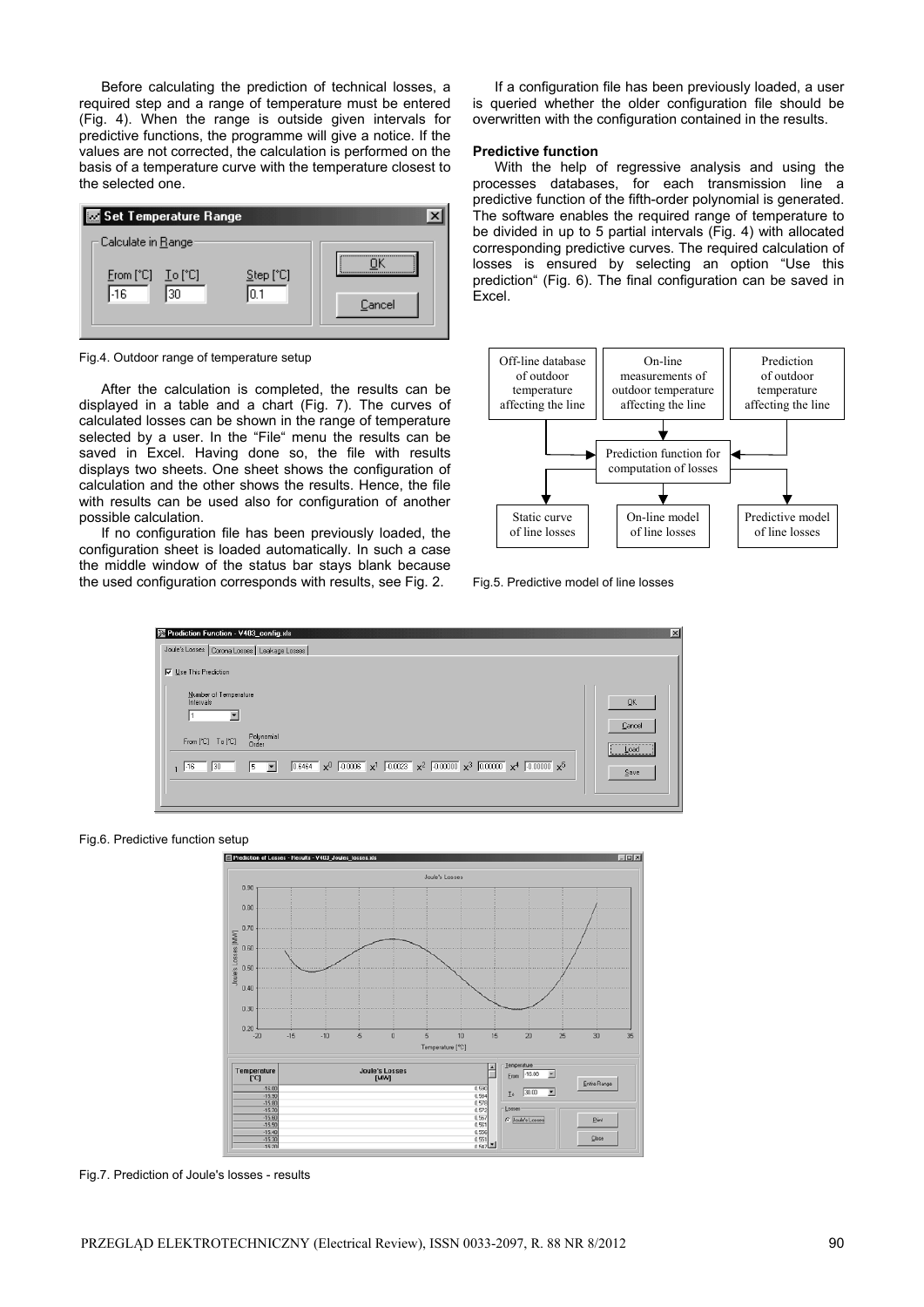Before calculating the prediction of technical losses, a required step and a range of temperature must be entered (Fig. 4). When the range is outside given intervals for predictive functions, the programme will give a notice. If the values are not corrected, the calculation is performed on the basis of a temperature curve with the temperature closest to the selected one.

Fig.4. Outdoor range of temperature setup

After the calculation is completed, the results can be displayed in a table and a chart (Fig. 7). The curves of calculated losses can be shown in the range of temperature selected by a user. In the "File" menu the results can be saved in Excel. Having done so, the file with results displays two sheets. One sheet shows the configuration of calculation and the other shows the results. Hence, the file with results can be used also for configuration of another possible calculation.

If no configuration file has been previously loaded, the configuration sheet is loaded automatically. In such a case the middle window of the status bar stays blank because the used configuration corresponds with results, see Fig. 2.

If a configuration file has been previously loaded, a user is queried whether the older configuration file should be overwritten with the configuration contained in the results.

**Predictive function**

With the help of regressive analysis and using the processes databases, for each transmission line a predictive function of the fifth-order polynomial is generated. The software enables the required range of temperature to be divided in up to 5 partial intervals (Fig. 4) with allocated corresponding predictive curves. The required calculation of losses is ensured by selecting an option "Use this prediction" (Fig. 6). The final configuration can be saved in Excel.

Fig.5. Predictive model of line losses

Fig.6. Predictive function setup

Fig.7. Prediction of Joule's losses - results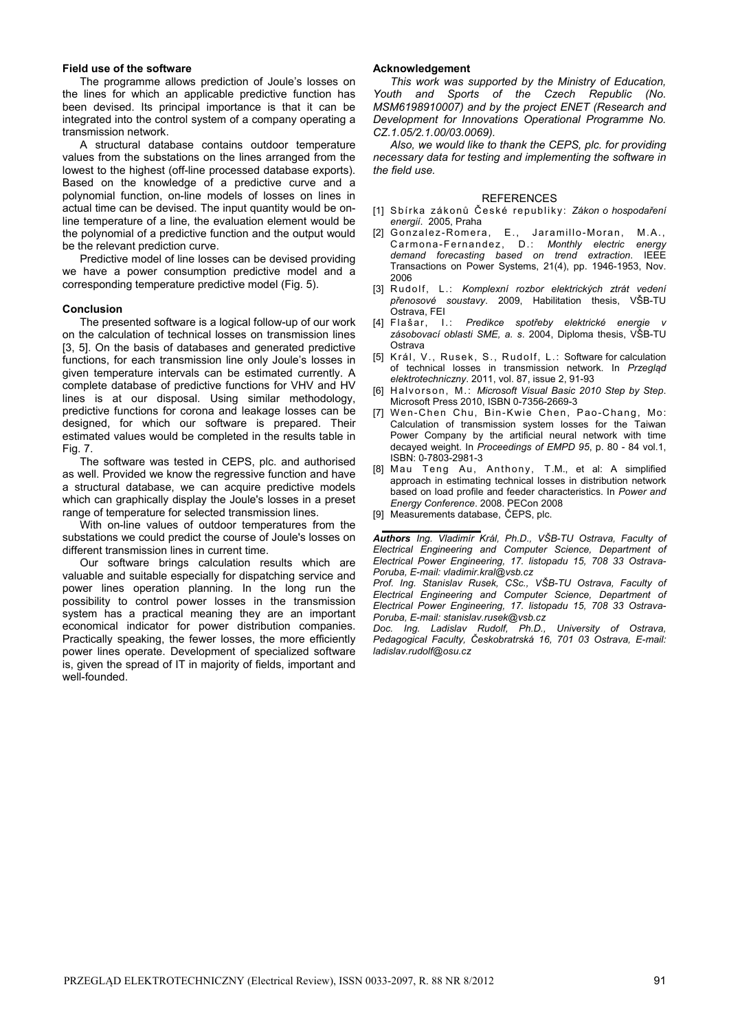### Field use of the software

The programme allows prediction of Joule's losses on the lines for which an applicable predictive function has been devised. Its principal importance is that it can be integrated into the control system of a company operating a transmission network.

A structural database contains outdoor temperature values from the substations on the lines arranged from the lowest to the highest (off-line processed database exports). Based on the knowledge of a predictive curve and a polynomial function, on-line models of losses on lines in actual time can be devised. The input quantity would be on-line temperature of a line, the evaluation element would be the polynomial of a predictive function and the output would be the relevant prediction curve.

Predictive model of line losses can be devised providing we have a power consumption predictive model and a corresponding temperature predictive model (Fig. 5).

### Conclusion

The presented software is a logical follow-up of our work on the calculation of technical losses on transmission lines [3, 5]. On the basis of databases and generated predictive functions, for each transmission line only Joule's losses in given temperature intervals can be estimated currently. A complete database of predictive functions for VHV and HV lines is at our disposal. Using similar methodology, predictive functions for corona and leakage losses can be designed, for which our software is prepared. Their estimated values would be completed in the results table in Fig. 7.

The software was tested in CEPS, plc. and authorised as well. Provided we know the regressive function and have a structural database, we can acquire predictive models which can graphically display the Joule's losses in a preset range of temperature for selected transmission lines.

With on-line values of outdoor temperatures from the substations we could predict the course of Joule's losses on different transmission lines in current time.

Our software brings calculation results which are valuable and suitable especially for dispatching service and power lines operation planning. In the long run the possibility to control power losses in the transmission system has a practical meaning they are an important economical indicator for power distribution companies. Practically speaking, the fewer losses, the more efficiently power lines operate. Development of specialized software is, given the spread of IT in majority of fields, important and well-founded.

### Acknowledgement

*This work was supported by the Ministry of Education, Youth and Sports of the Czech Republic (No. MSM6198910007) and by the project ENET (Research and Development for Innovations Operational Programme No. CZ.1.05/2.1.00/03.0069).*

*Also, we would like to thank the CEPS, plc. for providing necessary data for testing and implementing the software in the field use.*

### REFERENCES

[1] Sbírka zákonů České republiky: *Zákon o hospodaření energií*. 2005, Praha

[2] Gonzalez-Romera, E., Jaramillo-Moran, M.A., Carmona-Fernandez, D.: *Monthly electric energy demand forecasting based on trend extraction*. IEEE Transactions on Power Systems, 21(4), pp. 1946-1953, Nov. 2006

[3] Rudolf, L.: *Komplexní rozbor elektrických ztrát vedení přenosové soustavy*. 2009, Habilitation thesis, VŠB-TU Ostrava, FEI

[4] Flašar, I.: *Predikce spotřeby elektrické energie v zásobovací oblasti SME, a. s*. 2004, Diploma thesis, VŠB-TU Ostrava

[5] Král, V., Rusek, S., Rudolf, L.: Software for calculation of technical losses in transmission network. In *Przegląd elektrotechniczny*. 2011, vol. 87, issue 2, 91-93

[6] Halvorson, M.: *Microsoft Visual Basic 2010 Step by Step*. Microsoft Press 2010, ISBN 0-7356-2669-3

[7] Wen-Chen Chu, Bin-Kwie Chen, Pao-Chang, Mo: Calculation of transmission system losses for the Taiwan Power Company by the artificial neural network with time decayed weight. In *Proceedings of EMPD 95*, p. 80 - 84 vol.1, ISBN: 0-7803-2981-3

[8] Mau Teng Au, Anthony, T.M., et al: A simplified approach in estimating technical losses in distribution network based on load profile and feeder characteristics. In *Power and Energy Conference*. 2008. PECon 2008

[9] Measurements database, ČEPS, plc.

***Authors*** *Ing. Vladimír Král, Ph.D., VŠB-TU Ostrava, Faculty of Electrical Engineering and Computer Science, Department of Electrical Power Engineering, 17. listopadu 15, 708 33 Ostrava-Poruba, E-mail: vladimir.kral@vsb.cz*

*Prof. Ing. Stanislav Rusek, CSc., VŠB-TU Ostrava, Faculty of Electrical Engineering and Computer Science, Department of Electrical Power Engineering, 17. listopadu 15, 708 33 Ostrava-Poruba, E-mail: stanislav.rusek@vsb.cz*

*Doc. Ing. Ladislav Rudolf, Ph.D., University of Ostrava, Pedagogical Faculty, Českobratrská 16, 701 03 Ostrava, E-mail: ladislav.rudolf@osu.cz*